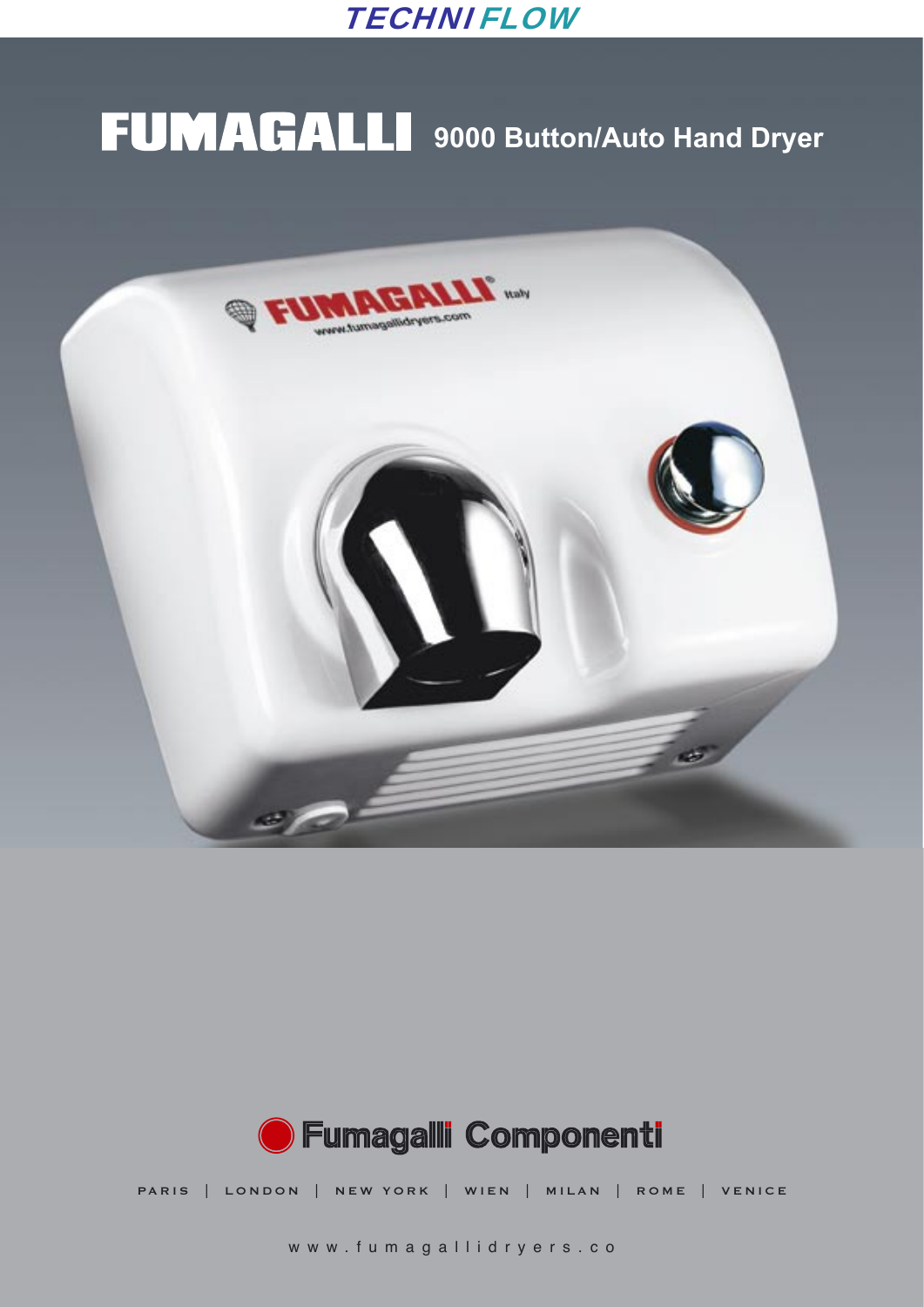TECHNI FLOW

# FUMAGALLI 9000 Button/Auto Hand Dryer

Fumagalli Componenti

PARIS | LONDON | NEW YORK | WIEN | MILAN | ROME | VENICE

www.fumagallidryers.co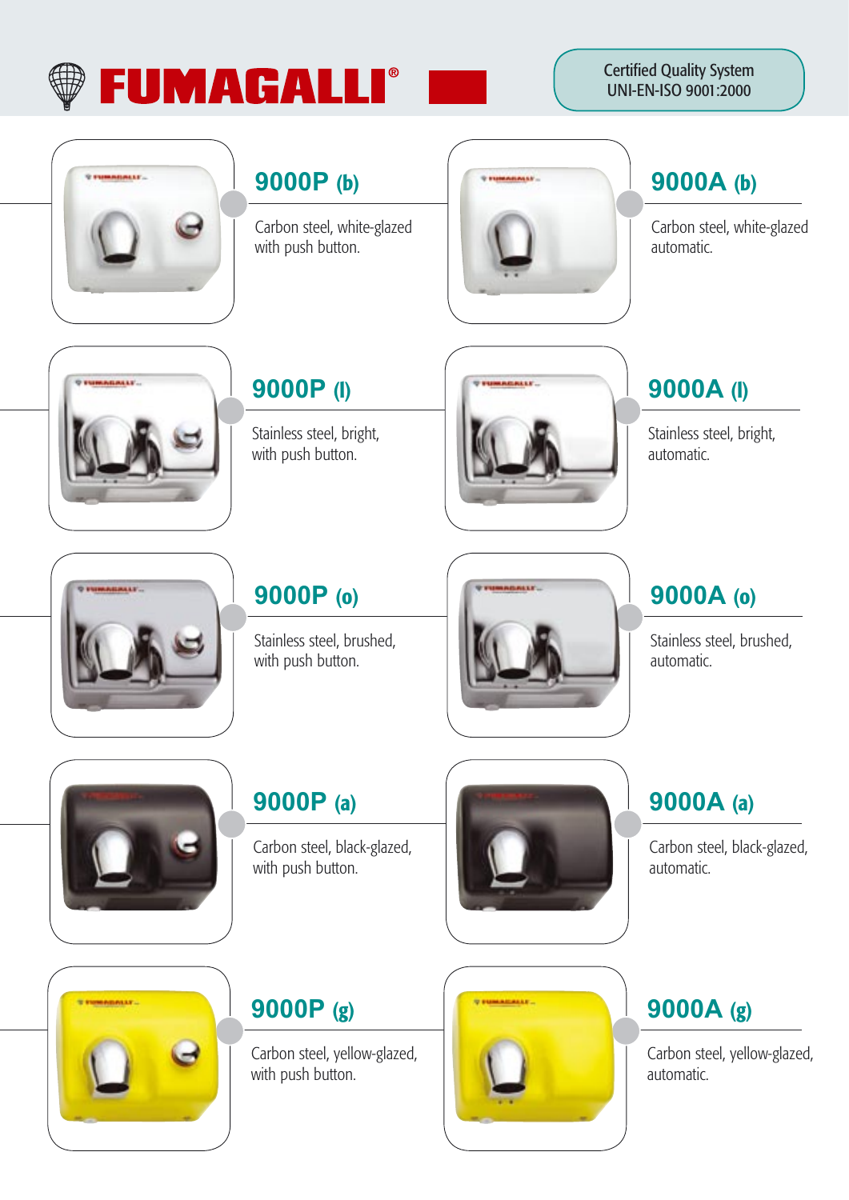# FUMAGALLI®

Certified Quality System
UNI-EN-ISO 9001:2000

## 9000P (b)

Carbon steel, white-glazed with push button.

## 9000A (b)

Carbon steel, white-glazed automatic.

## 9000P (l)

Stainless steel, bright, with push button.

## 9000A (l)

Stainless steel, bright, automatic.

## 9000P (o)

Stainless steel, brushed, with push button.

## 9000A (o)

Stainless steel, brushed, automatic.

## 9000P (a)

Carbon steel, black-glazed, with push button.

## 9000A (a)

Carbon steel, black-glazed, automatic.

## 9000P (g)

Carbon steel, yellow-glazed, with push button.

## 9000A (g)

Carbon steel, yellow-glazed, automatic.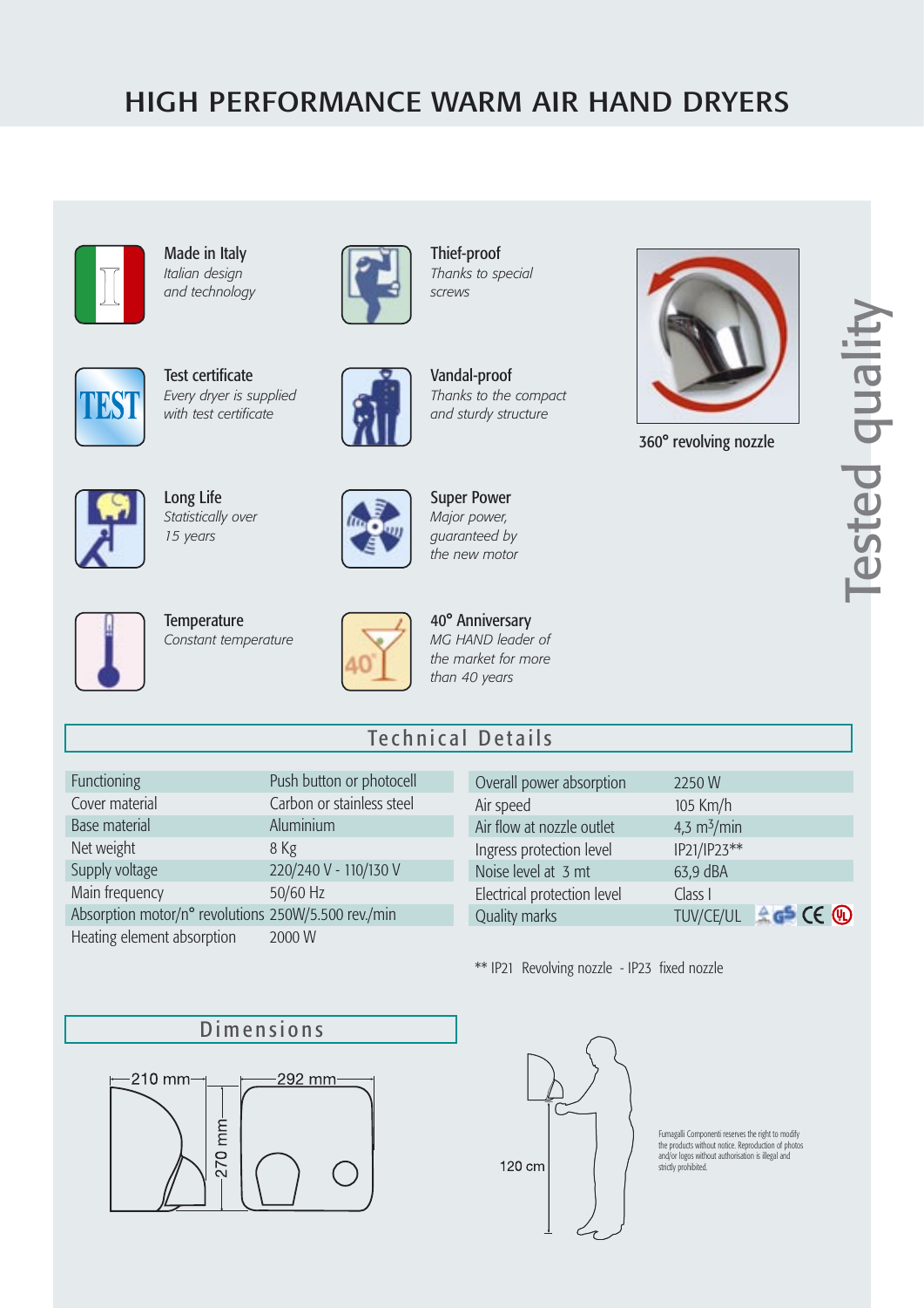# HIGH PERFORMANCE WARM AIR HAND DRYERS

**Made in Italy**
*Italian design and technology*

**Thief-proof**
*Thanks to special screws*

**Test certificate**
*Every dryer is supplied with test certificate*

**Vandal-proof**
*Thanks to the compact and sturdy structure*

**Long Life**
*Statistically over 15 years*

**Super Power**
*Major power, guaranteed by the new motor*

**Temperature**
*Constant temperature*

**40° Anniversary**
*MG HAND leader of the market for more than 40 years*

360° revolving nozzle

Tested quality

## Technical Details

| | |
|---|---|
| Functioning | Push button or photocell |
| Cover material | Carbon or stainless steel |
| Base material | Aluminium |
| Net weight | 8 Kg |
| Supply voltage | 220/240 V - 110/130 V |
| Main frequency | 50/60 Hz |
| Absorption motor/n° revolutions | 250W/5.500 rev./min |
| Heating element absorption | 2000 W |

| | |
|---|---|
| Overall power absorption | 2250 W |
| Air speed | 105 Km/h |
| Air flow at nozzle outlet | 4,3 $m^3$/min |
| Ingress protection level | IP21/IP23** |
| Noise level at 3 mt | 63,9 dBA |
| Electrical protection level | Class I |
| Quality marks | TUV/CE/UL |

** IP21 Revolving nozzle - IP23 fixed nozzle

## Dimensions

210 mm — 292 mm — 270 mm

120 cm

Fumagalli Componenti reserves the right to modify the products without notice. Reproduction of photos and/or logos without authorisation is illegal and strictly prohibited.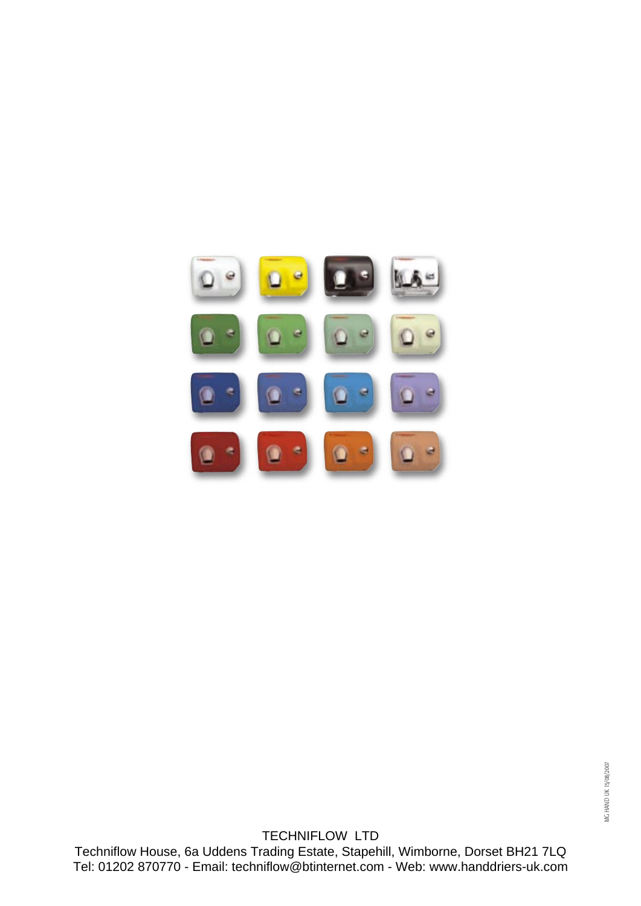TECHNIFLOW LTD

Techniflow House, 6a Uddens Trading Estate, Stapehill, Wimborne, Dorset BH21 7LQ

Tel: 01202 870770 - Email: techniflow@btinternet.com - Web: www.handdriers-uk.com

MG HAND UK 15/08/2007